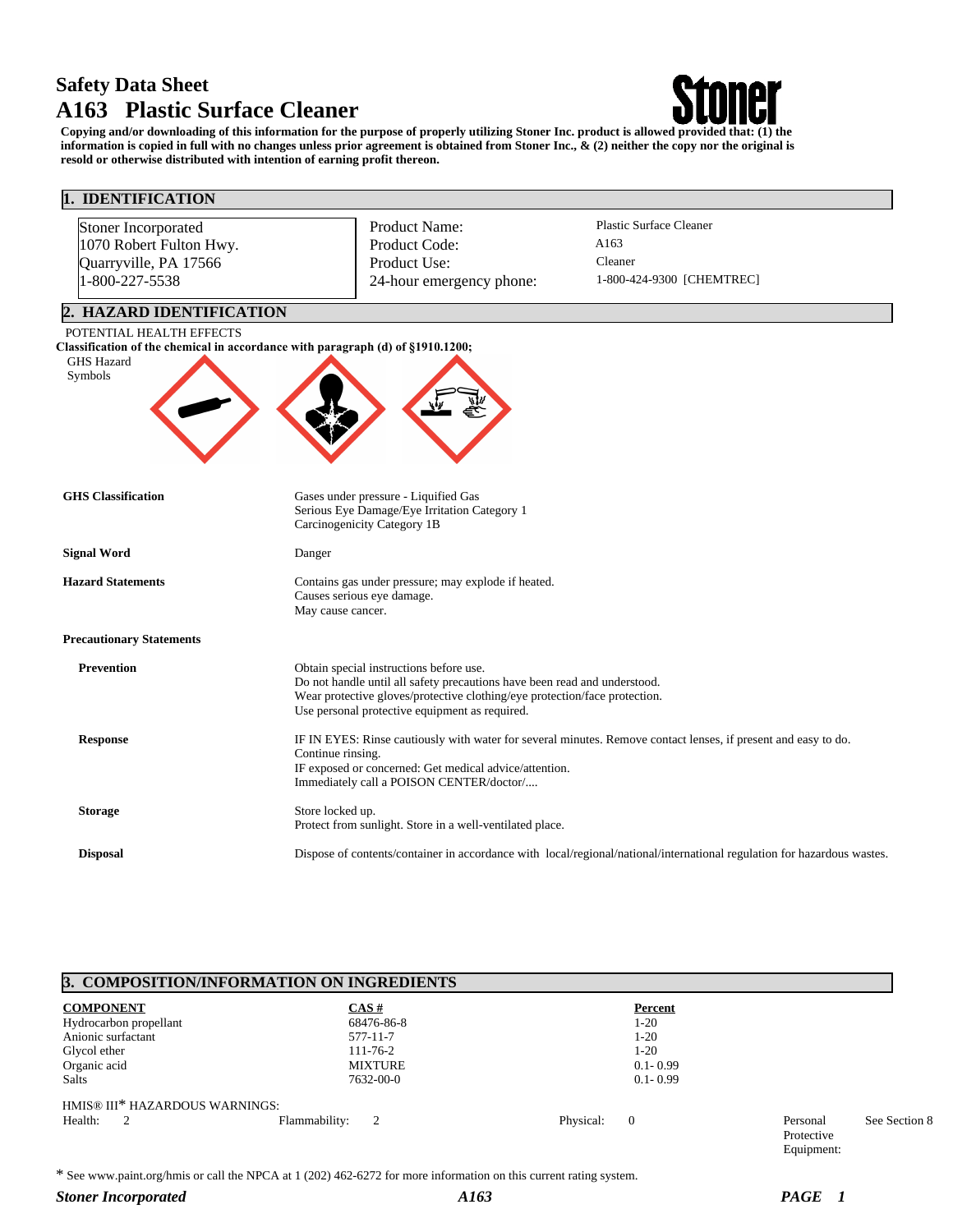# Safety Data Sheet
# A163 Plastic Surface Cleaner

**Copying and/or downloading of this information for the purpose of properly utilizing Stoner Inc. product is allowed provided that: (1) the information is copied in full with no changes unless prior agreement is obtained from Stoner Inc., & (2) neither the copy nor the original is resold or otherwise distributed with intention of earning profit thereon.**

## 1. IDENTIFICATION

Stoner Incorporated
1070 Robert Fulton Hwy.
Quarryville, PA 17566
1-800-227-5538

| | |
|---|---|
| Product Name: | Plastic Surface Cleaner |
| Product Code: | A163 |
| Product Use: | Cleaner |
| 24-hour emergency phone: | 1-800-424-9300 [CHEMTREC] |

## 2. HAZARD IDENTIFICATION

POTENTIAL HEALTH EFFECTS

**Classification of the chemical in accordance with paragraph (d) of §1910.1200;**

GHS Hazard Symbols

**GHS Classification**
Gases under pressure - Liquified Gas
Serious Eye Damage/Eye Irritation Category 1
Carcinogenicity Category 1B

**Signal Word**
Danger

**Hazard Statements**
Contains gas under pressure; may explode if heated.
Causes serious eye damage.
May cause cancer.

**Precautionary Statements**

**Prevention**
Obtain special instructions before use.
Do not handle until all safety precautions have been read and understood.
Wear protective gloves/protective clothing/eye protection/face protection.
Use personal protective equipment as required.

**Response**
IF IN EYES: Rinse cautiously with water for several minutes. Remove contact lenses, if present and easy to do. Continue rinsing.
IF exposed or concerned: Get medical advice/attention.
Immediately call a POISON CENTER/doctor/....

**Storage**
Store locked up.
Protect from sunlight. Store in a well-ventilated place.

**Disposal**
Dispose of contents/container in accordance with local/regional/national/international regulation for hazardous wastes.

## 3. COMPOSITION/INFORMATION ON INGREDIENTS

| COMPONENT | CAS # | Percent |
|---|---|---|
| Hydrocarbon propellant | 68476-86-8 | 1-20 |
| Anionic surfactant | 577-11-7 | 1-20 |
| Glycol ether | 111-76-2 | 1-20 |
| Organic acid | MIXTURE | 0.1- 0.99 |
| Salts | 7632-00-0 | 0.1- 0.99 |

HMIS® III* HAZARDOUS WARNINGS:

| Health: | Flammability: | Physical: | Personal Protective Equipment: |
|---|---|---|---|
| 2 | 2 | 0 | See Section 8 |

* See www.paint.org/hmis or call the NPCA at 1 (202) 462-6272 for more information on this current rating system.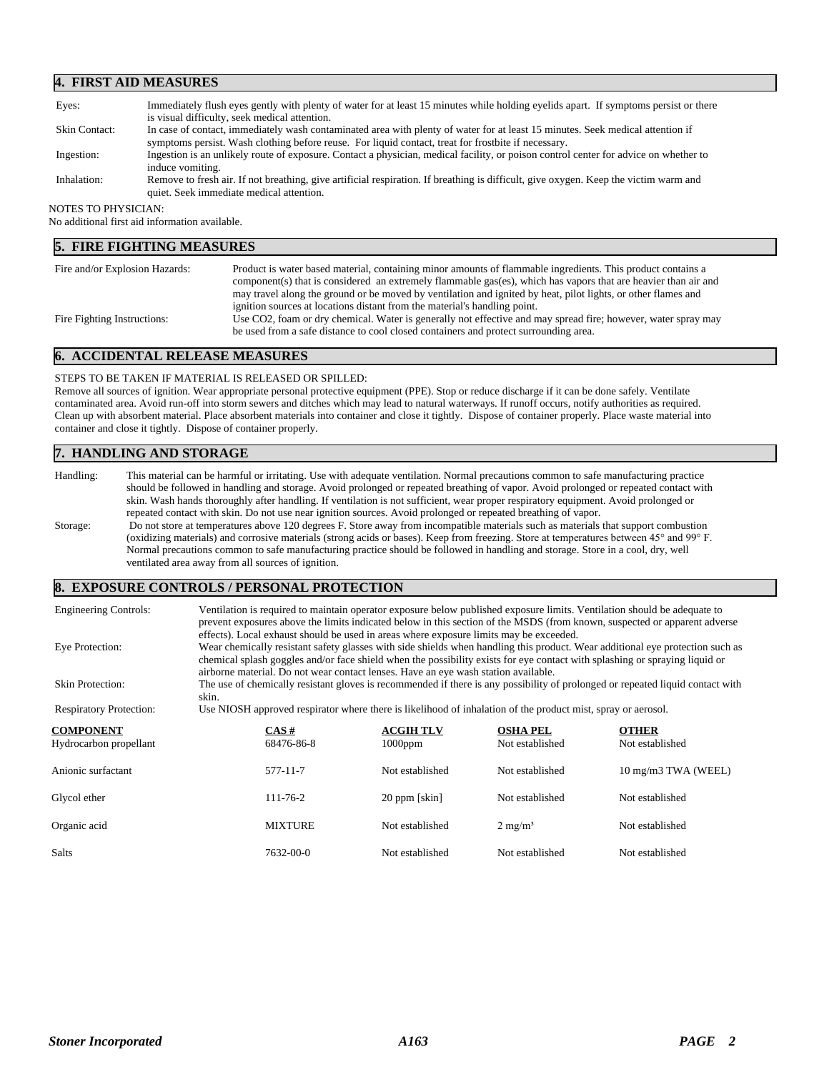## 4. FIRST AID MEASURES

**Eyes:** Immediately flush eyes gently with plenty of water for at least 15 minutes while holding eyelids apart. If symptoms persist or there is visual difficulty, seek medical attention.

**Skin Contact:** In case of contact, immediately wash contaminated area with plenty of water for at least 15 minutes. Seek medical attention if symptoms persist. Wash clothing before reuse. For liquid contact, treat for frostbite if necessary.

**Ingestion:** Ingestion is an unlikely route of exposure. Contact a physician, medical facility, or poison control center for advice on whether to induce vomiting.

**Inhalation:** Remove to fresh air. If not breathing, give artificial respiration. If breathing is difficult, give oxygen. Keep the victim warm and quiet. Seek immediate medical attention.

NOTES TO PHYSICIAN:
No additional first aid information available.

## 5. FIRE FIGHTING MEASURES

**Fire and/or Explosion Hazards:** Product is water based material, containing minor amounts of flammable ingredients. This product contains a component(s) that is considered an extremely flammable gas(es), which has vapors that are heavier than air and may travel along the ground or be moved by ventilation and ignited by heat, pilot lights, or other flames and ignition sources at locations distant from the material's handling point.

**Fire Fighting Instructions:** Use $CO_2$, foam or dry chemical. Water is generally not effective and may spread fire; however, water spray may be used from a safe distance to cool closed containers and protect surrounding area.

## 6. ACCIDENTAL RELEASE MEASURES

STEPS TO BE TAKEN IF MATERIAL IS RELEASED OR SPILLED:
Remove all sources of ignition. Wear appropriate personal protective equipment (PPE). Stop or reduce discharge if it can be done safely. Ventilate contaminated area. Avoid run-off into storm sewers and ditches which may lead to natural waterways. If runoff occurs, notify authorities as required. Clean up with absorbent material. Place absorbent materials into container and close it tightly. Dispose of container properly. Place waste material into container and close it tightly. Dispose of container properly.

## 7. HANDLING AND STORAGE

**Handling:** This material can be harmful or irritating. Use with adequate ventilation. Normal precautions common to safe manufacturing practice should be followed in handling and storage. Avoid prolonged or repeated breathing of vapor. Avoid prolonged or repeated contact with skin. Wash hands thoroughly after handling. If ventilation is not sufficient, wear proper respiratory equipment. Avoid prolonged or repeated contact with skin. Do not use near ignition sources. Avoid prolonged or repeated breathing of vapor.

**Storage:** Do not store at temperatures above 120 degrees F. Store away from incompatible materials such as materials that support combustion (oxidizing materials) and corrosive materials (strong acids or bases). Keep from freezing. Store at temperatures between 45° and 99° F. Normal precautions common to safe manufacturing practice should be followed in handling and storage. Store in a cool, dry, well ventilated area away from all sources of ignition.

## 8. EXPOSURE CONTROLS / PERSONAL PROTECTION

**Engineering Controls:** Ventilation is required to maintain operator exposure below published exposure limits. Ventilation should be adequate to prevent exposures above the limits indicated below in this section of the MSDS (from known, suspected or apparent adverse effects). Local exhaust should be used in areas where exposure limits may be exceeded.

**Eye Protection:** Wear chemically resistant safety glasses with side shields when handling this product. Wear additional eye protection such as chemical splash goggles and/or face shield when the possibility exists for eye contact with splashing or spraying liquid or airborne material. Do not wear contact lenses. Have an eye wash station available.

**Skin Protection:** The use of chemically resistant gloves is recommended if there is any possibility of prolonged or repeated liquid contact with skin.

**Respiratory Protection:** Use NIOSH approved respirator where there is likelihood of inhalation of the product mist, spray or aerosol.

| COMPONENT | CAS # | ACGIH TLV | OSHA PEL | OTHER |
|---|---|---|---|---|
| Hydrocarbon propellant | 68476-86-8 | 1000ppm | Not established | Not established |
| Anionic surfactant | 577-11-7 | Not established | Not established | 10 mg/m3 TWA (WEEL) |
| Glycol ether | 111-76-2 | 20 ppm [skin] | Not established | Not established |
| Organic acid | MIXTURE | Not established | 2 mg/m³ | Not established |
| Salts | 7632-00-0 | Not established | Not established | Not established |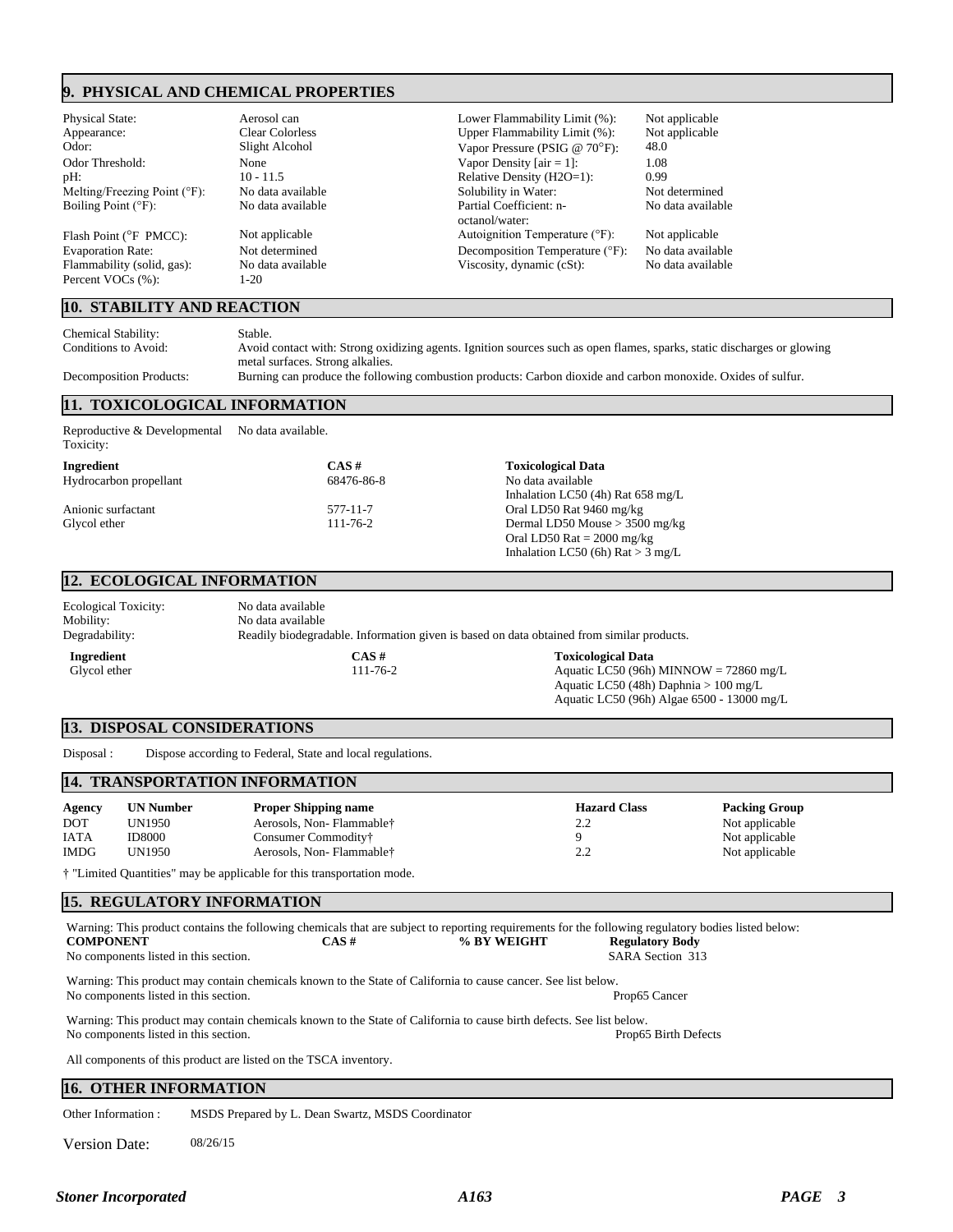## 9. PHYSICAL AND CHEMICAL PROPERTIES

| | | | |
|---|---|---|---|
| Physical State: | Aerosol can | Lower Flammability Limit (%): | Not applicable |
| Appearance: | Clear Colorless | Upper Flammability Limit (%): | Not applicable |
| Odor: | Slight Alcohol | Vapor Pressure (PSIG @ 70°F): | 48.0 |
| Odor Threshold: | None | Vapor Density [air = 1]: | 1.08 |
| pH: | 10 - 11.5 | Relative Density (H2O=1): | 0.99 |
| Melting/Freezing Point (°F): | No data available | Solubility in Water: | Not determined |
| Boiling Point (°F): | No data available | Partial Coefficient: n-octanol/water: | No data available |
| Flash Point (°F PMCC): | Not applicable | Autoignition Temperature (°F): | Not applicable |
| Evaporation Rate: | Not determined | Decomposition Temperature (°F): | No data available |
| Flammability (solid, gas): | No data available | Viscosity, dynamic (cSt): | No data available |
| Percent VOCs (%): | 1-20 | | |

## 10. STABILITY AND REACTION

Chemical Stability: Stable.

Conditions to Avoid: Avoid contact with: Strong oxidizing agents. Ignition sources such as open flames, sparks, static discharges or glowing metal surfaces. Strong alkalies.

Decomposition Products: Burning can produce the following combustion products: Carbon dioxide and carbon monoxide. Oxides of sulfur.

## 11. TOXICOLOGICAL INFORMATION

Reproductive & Developmental Toxicity: No data available.

| Ingredient | CAS # | Toxicological Data |
|---|---|---|
| Hydrocarbon propellant | 68476-86-8 | No data available<br>Inhalation LC50 (4h) Rat 658 mg/L |
| Anionic surfactant | 577-11-7 | Oral LD50 Rat 9460 mg/kg |
| Glycol ether | 111-76-2 | Dermal LD50 Mouse > 3500 mg/kg<br>Oral LD50 Rat = 2000 mg/kg<br>Inhalation LC50 (6h) Rat > 3 mg/L |

## 12. ECOLOGICAL INFORMATION

Ecological Toxicity: No data available

Mobility: No data available

Degradability: Readily biodegradable. Information given is based on data obtained from similar products.

| Ingredient | CAS # | Toxicological Data |
|---|---|---|
| Glycol ether | 111-76-2 | Aquatic LC50 (96h) MINNOW = 72860 mg/L<br>Aquatic LC50 (48h) Daphnia > 100 mg/L<br>Aquatic LC50 (96h) Algae 6500 - 13000 mg/L |

## 13. DISPOSAL CONSIDERATIONS

Disposal : Dispose according to Federal, State and local regulations.

## 14. TRANSPORTATION INFORMATION

| Agency | UN Number | Proper Shipping name | Hazard Class | Packing Group |
|---|---|---|---|---|
| DOT | UN1950 | Aerosols, Non- Flammable† | 2.2 | Not applicable |
| IATA | ID8000 | Consumer Commodity† | 9 | Not applicable |
| IMDG | UN1950 | Aerosols, Non- Flammable† | 2.2 | Not applicable |

† "Limited Quantities" may be applicable for this transportation mode.

## 15. REGULATORY INFORMATION

Warning: This product contains the following chemicals that are subject to reporting requirements for the following regulatory bodies listed below:

| COMPONENT | CAS # | % BY WEIGHT | Regulatory Body |
|---|---|---|---|
| No components listed in this section. | | | SARA Section 313 |

Warning: This product may contain chemicals known to the State of California to cause cancer. See list below.

No components listed in this section. — Prop65 Cancer

Warning: This product may contain chemicals known to the State of California to cause birth defects. See list below.

No components listed in this section. — Prop65 Birth Defects

All components of this product are listed on the TSCA inventory.

## 16. OTHER INFORMATION

Other Information : MSDS Prepared by L. Dean Swartz, MSDS Coordinator

Version Date: 08/26/15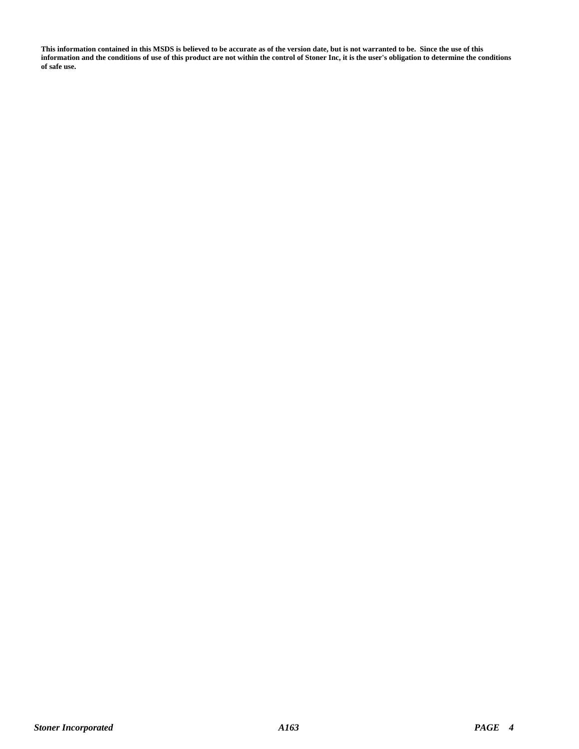**This information contained in this MSDS is believed to be accurate as of the version date, but is not warranted to be. Since the use of this information and the conditions of use of this product are not within the control of Stoner Inc, it is the user's obligation to determine the conditions of safe use.**